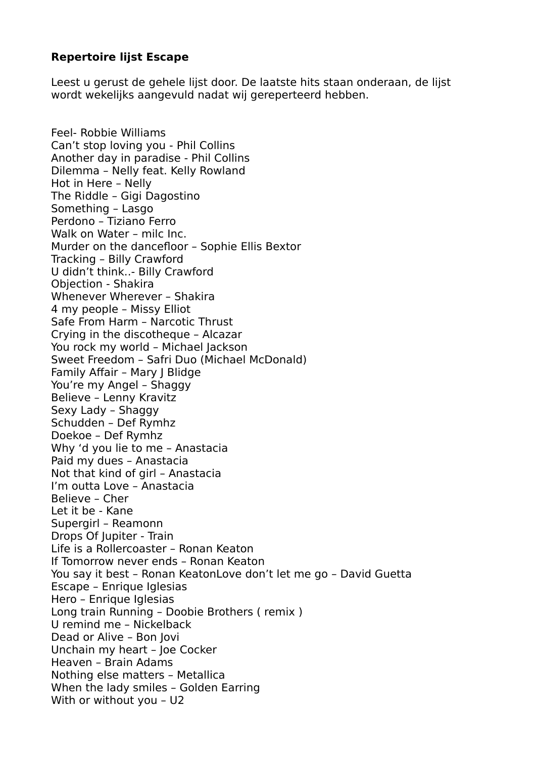**Repertoire lijst Escape**

Leest u gerust de gehele lijst door. De laatste hits staan onderaan, de lijst wordt wekelijks aangevuld nadat wij gereperteerd hebben.

Feel- Robbie Williams
Can't stop loving you - Phil Collins
Another day in paradise - Phil Collins
Dilemma – Nelly feat. Kelly Rowland
Hot in Here – Nelly
The Riddle – Gigi Dagostino
Something – Lasgo
Perdono – Tiziano Ferro
Walk on Water – milc Inc.
Murder on the dancefloor – Sophie Ellis Bextor
Tracking – Billy Crawford
U didn't think..- Billy Crawford
Objection - Shakira
Whenever Wherever – Shakira
4 my people – Missy Elliot
Safe From Harm – Narcotic Thrust
Crying in the discotheque – Alcazar
You rock my world – Michael Jackson
Sweet Freedom – Safri Duo (Michael McDonald)
Family Affair – Mary J Blidge
You're my Angel – Shaggy
Believe – Lenny Kravitz
Sexy Lady – Shaggy
Schudden – Def Rymhz
Doekoe – Def Rymhz
Why 'd you lie to me – Anastacia
Paid my dues – Anastacia
Not that kind of girl – Anastacia
I'm outta Love – Anastacia
Believe – Cher
Let it be - Kane
Supergirl – Reamonn
Drops Of Jupiter - Train
Life is a Rollercoaster – Ronan Keaton
If Tomorrow never ends – Ronan Keaton
You say it best – Ronan KeatonLove don't let me go – David Guetta
Escape – Enrique Iglesias
Hero – Enrique Iglesias
Long train Running – Doobie Brothers ( remix )
U remind me – Nickelback
Dead or Alive – Bon Jovi
Unchain my heart – Joe Cocker
Heaven – Brain Adams
Nothing else matters – Metallica
When the lady smiles – Golden Earring
With or without you – U2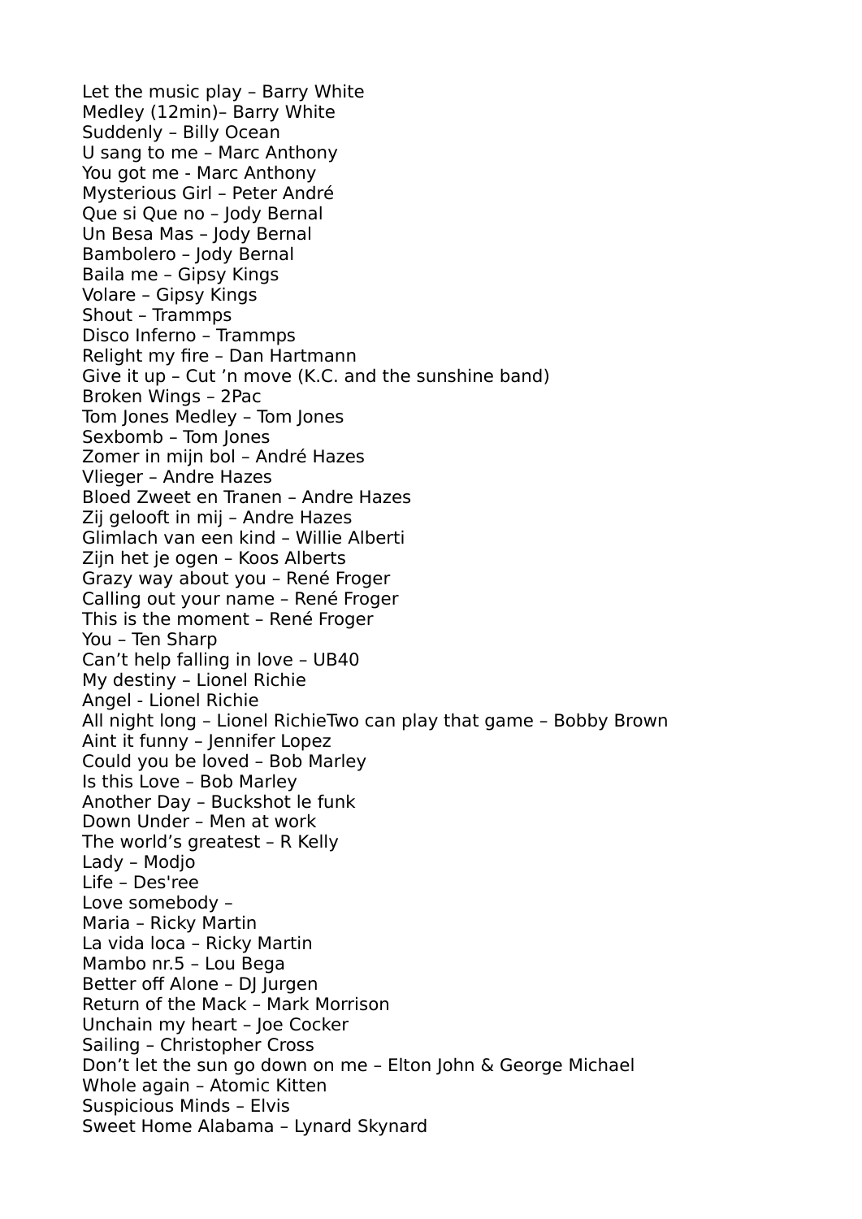Let the music play – Barry White
Medley (12min)– Barry White
Suddenly – Billy Ocean
U sang to me – Marc Anthony
You got me - Marc Anthony
Mysterious Girl – Peter André
Que si Que no – Jody Bernal
Un Besa Mas – Jody Bernal
Bambolero – Jody Bernal
Baila me – Gipsy Kings
Volare – Gipsy Kings
Shout – Trammps
Disco Inferno – Trammps
Relight my fire – Dan Hartmann
Give it up – Cut 'n move (K.C. and the sunshine band)
Broken Wings – 2Pac
Tom Jones Medley – Tom Jones
Sexbomb – Tom Jones
Zomer in mijn bol – André Hazes
Vlieger – Andre Hazes
Bloed Zweet en Tranen – Andre Hazes
Zij gelooft in mij – Andre Hazes
Glimlach van een kind – Willie Alberti
Zijn het je ogen – Koos Alberts
Grazy way about you – René Froger
Calling out your name – René Froger
This is the moment – René Froger
You – Ten Sharp
Can't help falling in love – UB40
My destiny – Lionel Richie
Angel - Lionel Richie
All night long – Lionel RichieTwo can play that game – Bobby Brown
Aint it funny – Jennifer Lopez
Could you be loved – Bob Marley
Is this Love – Bob Marley
Another Day – Buckshot le funk
Down Under – Men at work
The world's greatest – R Kelly
Lady – Modjo
Life – Des'ree
Love somebody –
Maria – Ricky Martin
La vida loca – Ricky Martin
Mambo nr.5 – Lou Bega
Better off Alone – DJ Jurgen
Return of the Mack – Mark Morrison
Unchain my heart – Joe Cocker
Sailing – Christopher Cross
Don't let the sun go down on me – Elton John & George Michael
Whole again – Atomic Kitten
Suspicious Minds – Elvis
Sweet Home Alabama – Lynard Skynard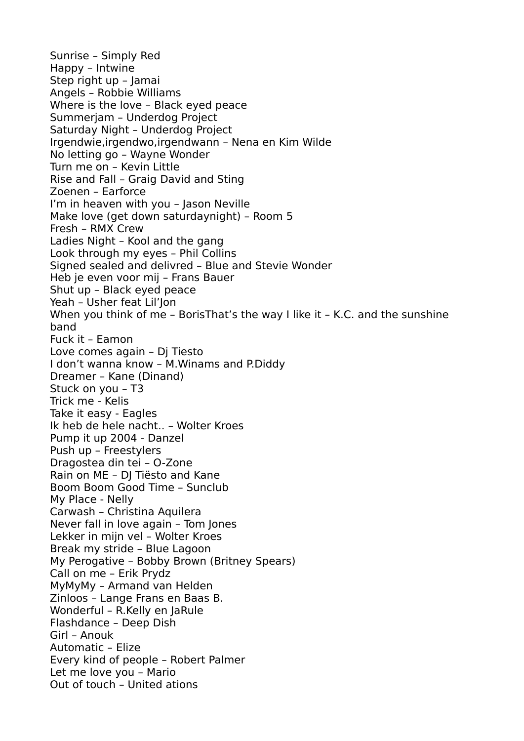Sunrise – Simply Red
Happy – Intwine
Step right up – Jamai
Angels – Robbie Williams
Where is the love – Black eyed peace
Summerjam – Underdog Project
Saturday Night – Underdog Project
Irgendwie,irgendwo,irgendwann – Nena en Kim Wilde
No letting go – Wayne Wonder
Turn me on – Kevin Little
Rise and Fall – Graig David and Sting
Zoenen – Earforce
I'm in heaven with you – Jason Neville
Make love (get down saturdaynight) – Room 5
Fresh – RMX Crew
Ladies Night – Kool and the gang
Look through my eyes – Phil Collins
Signed sealed and delivred – Blue and Stevie Wonder
Heb je even voor mij – Frans Bauer
Shut up – Black eyed peace
Yeah – Usher feat Lil'Jon
When you think of me – BorisThat's the way I like it – K.C. and the sunshine band
Fuck it – Eamon
Love comes again – Dj Tiesto
I don't wanna know – M.Winams and P.Diddy
Dreamer – Kane (Dinand)
Stuck on you – T3
Trick me - Kelis
Take it easy - Eagles
Ik heb de hele nacht.. – Wolter Kroes
Pump it up 2004 - Danzel
Push up – Freestylers
Dragostea din tei – O-Zone
Rain on ME – DJ Tiësto and Kane
Boom Boom Good Time – Sunclub
My Place - Nelly
Carwash – Christina Aquilera
Never fall in love again – Tom Jones
Lekker in mijn vel – Wolter Kroes
Break my stride – Blue Lagoon
My Perogative – Bobby Brown (Britney Spears)
Call on me – Erik Prydz
MyMyMy – Armand van Helden
Zinloos – Lange Frans en Baas B.
Wonderful – R.Kelly en JaRule
Flashdance – Deep Dish
Girl – Anouk
Automatic – Elize
Every kind of people – Robert Palmer
Let me love you – Mario
Out of touch – United ations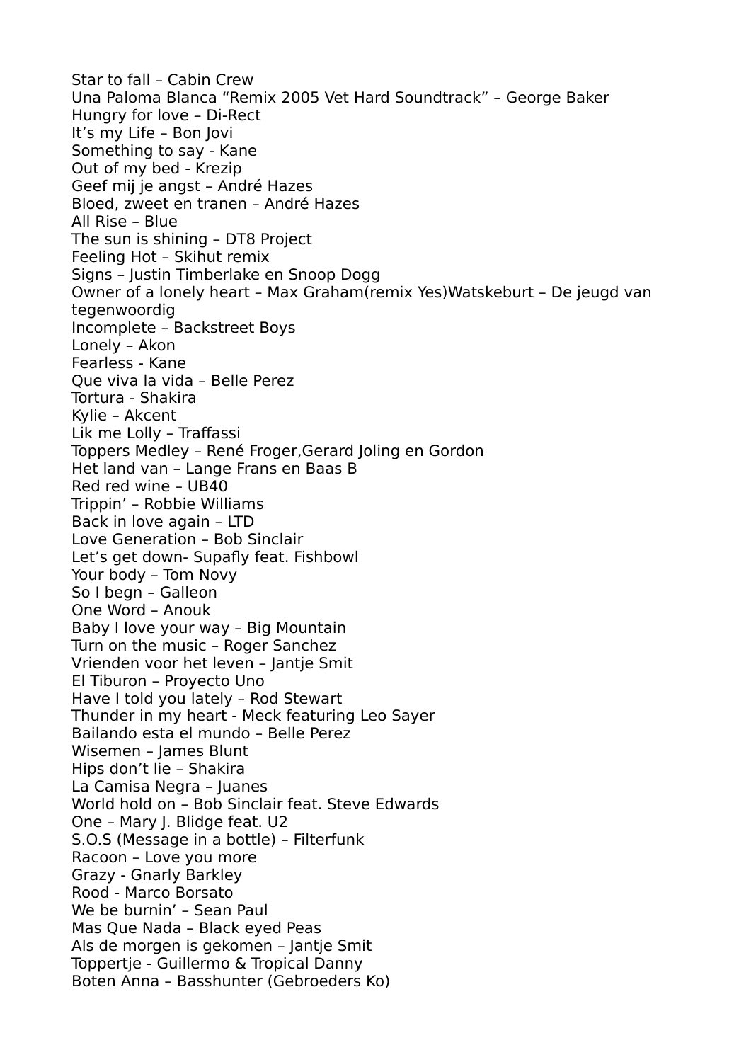Star to fall – Cabin Crew
Una Paloma Blanca “Remix 2005 Vet Hard Soundtrack” – George Baker
Hungry for love – Di-Rect
It’s my Life – Bon Jovi
Something to say - Kane
Out of my bed - Krezip
Geef mij je angst – André Hazes
Bloed, zweet en tranen – André Hazes
All Rise – Blue
The sun is shining – DT8 Project
Feeling Hot – Skihut remix
Signs – Justin Timberlake en Snoop Dogg
Owner of a lonely heart – Max Graham(remix Yes)Watskeburt – De jeugd van tegenwoordig
Incomplete – Backstreet Boys
Lonely – Akon
Fearless - Kane
Que viva la vida – Belle Perez
Tortura - Shakira
Kylie – Akcent
Lik me Lolly – Traffassi
Toppers Medley – René Froger,Gerard Joling en Gordon
Het land van – Lange Frans en Baas B
Red red wine – UB40
Trippin’ – Robbie Williams
Back in love again – LTD
Love Generation – Bob Sinclair
Let’s get down- Supafly feat. Fishbowl
Your body – Tom Novy
So I begn – Galleon
One Word – Anouk
Baby I love your way – Big Mountain
Turn on the music – Roger Sanchez
Vrienden voor het leven – Jantje Smit
El Tiburon – Proyecto Uno
Have I told you lately – Rod Stewart
Thunder in my heart - Meck featuring Leo Sayer
Bailando esta el mundo – Belle Perez
Wisemen – James Blunt
Hips don’t lie – Shakira
La Camisa Negra – Juanes
World hold on – Bob Sinclair feat. Steve Edwards
One – Mary J. Blidge feat. U2
S.O.S (Message in a bottle) – Filterfunk
Racoon – Love you more
Grazy - Gnarly Barkley
Rood - Marco Borsato
We be burnin’ – Sean Paul
Mas Que Nada – Black eyed Peas
Als de morgen is gekomen – Jantje Smit
Toppertje - Guillermo & Tropical Danny
Boten Anna – Basshunter (Gebroeders Ko)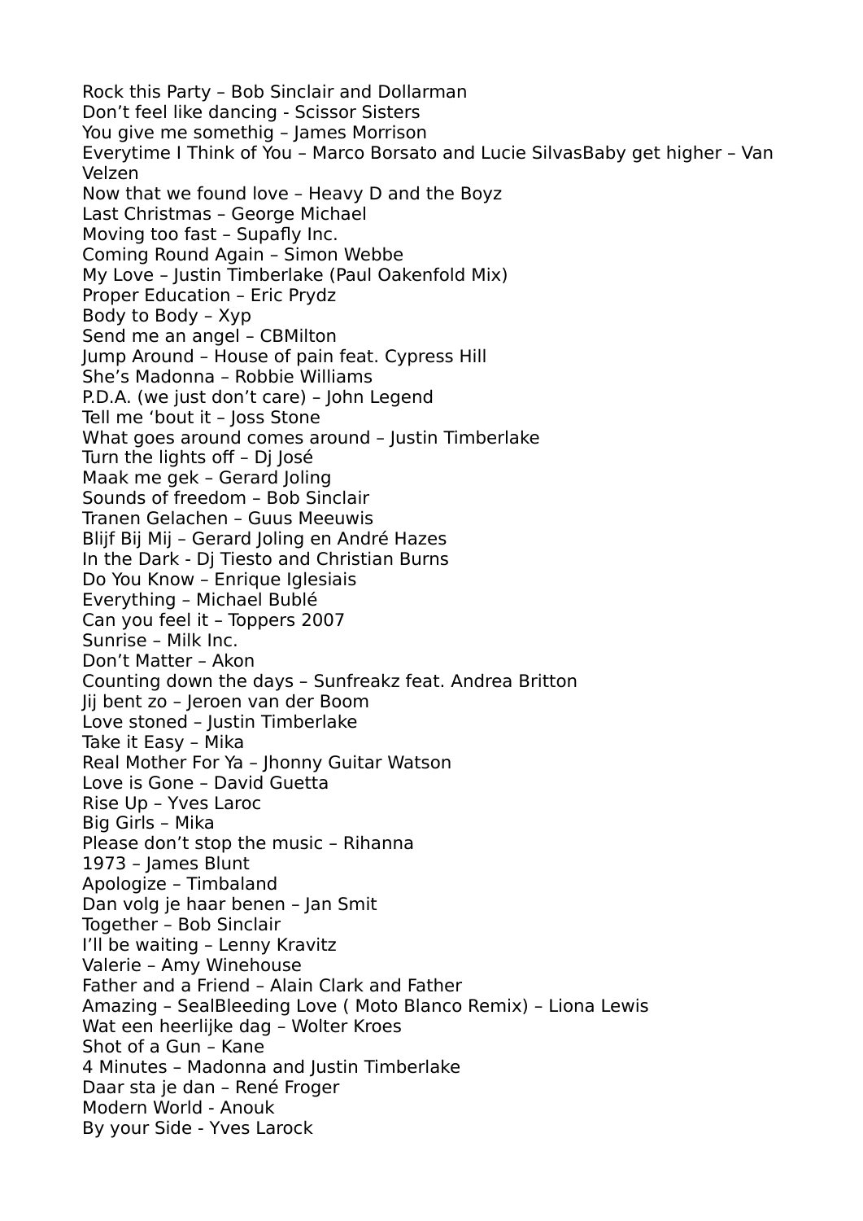Rock this Party – Bob Sinclair and Dollarman
Don't feel like dancing - Scissor Sisters
You give me somethig – James Morrison
Everytime I Think of You – Marco Borsato and Lucie SilvasBaby get higher – Van Velzen
Now that we found love – Heavy D and the Boyz
Last Christmas – George Michael
Moving too fast – Supafly Inc.
Coming Round Again – Simon Webbe
My Love – Justin Timberlake (Paul Oakenfold Mix)
Proper Education – Eric Prydz
Body to Body – Xyp
Send me an angel – CBMilton
Jump Around – House of pain feat. Cypress Hill
She's Madonna – Robbie Williams
P.D.A. (we just don't care) – John Legend
Tell me 'bout it – Joss Stone
What goes around comes around – Justin Timberlake
Turn the lights off – Dj José
Maak me gek – Gerard Joling
Sounds of freedom – Bob Sinclair
Tranen Gelachen – Guus Meeuwis
Blijf Bij Mij – Gerard Joling en André Hazes
In the Dark - Dj Tiesto and Christian Burns
Do You Know – Enrique Iglesiais
Everything – Michael Bublé
Can you feel it – Toppers 2007
Sunrise – Milk Inc.
Don't Matter – Akon
Counting down the days – Sunfreakz feat. Andrea Britton
Jij bent zo – Jeroen van der Boom
Love stoned – Justin Timberlake
Take it Easy – Mika
Real Mother For Ya – Jhonny Guitar Watson
Love is Gone – David Guetta
Rise Up – Yves Laroc
Big Girls – Mika
Please don't stop the music – Rihanna
1973 – James Blunt
Apologize – Timbaland
Dan volg je haar benen – Jan Smit
Together – Bob Sinclair
I'll be waiting – Lenny Kravitz
Valerie – Amy Winehouse
Father and a Friend – Alain Clark and Father
Amazing – SealBleeding Love ( Moto Blanco Remix) – Liona Lewis
Wat een heerlijke dag – Wolter Kroes
Shot of a Gun – Kane
4 Minutes – Madonna and Justin Timberlake
Daar sta je dan – René Froger
Modern World - Anouk
By your Side - Yves Larock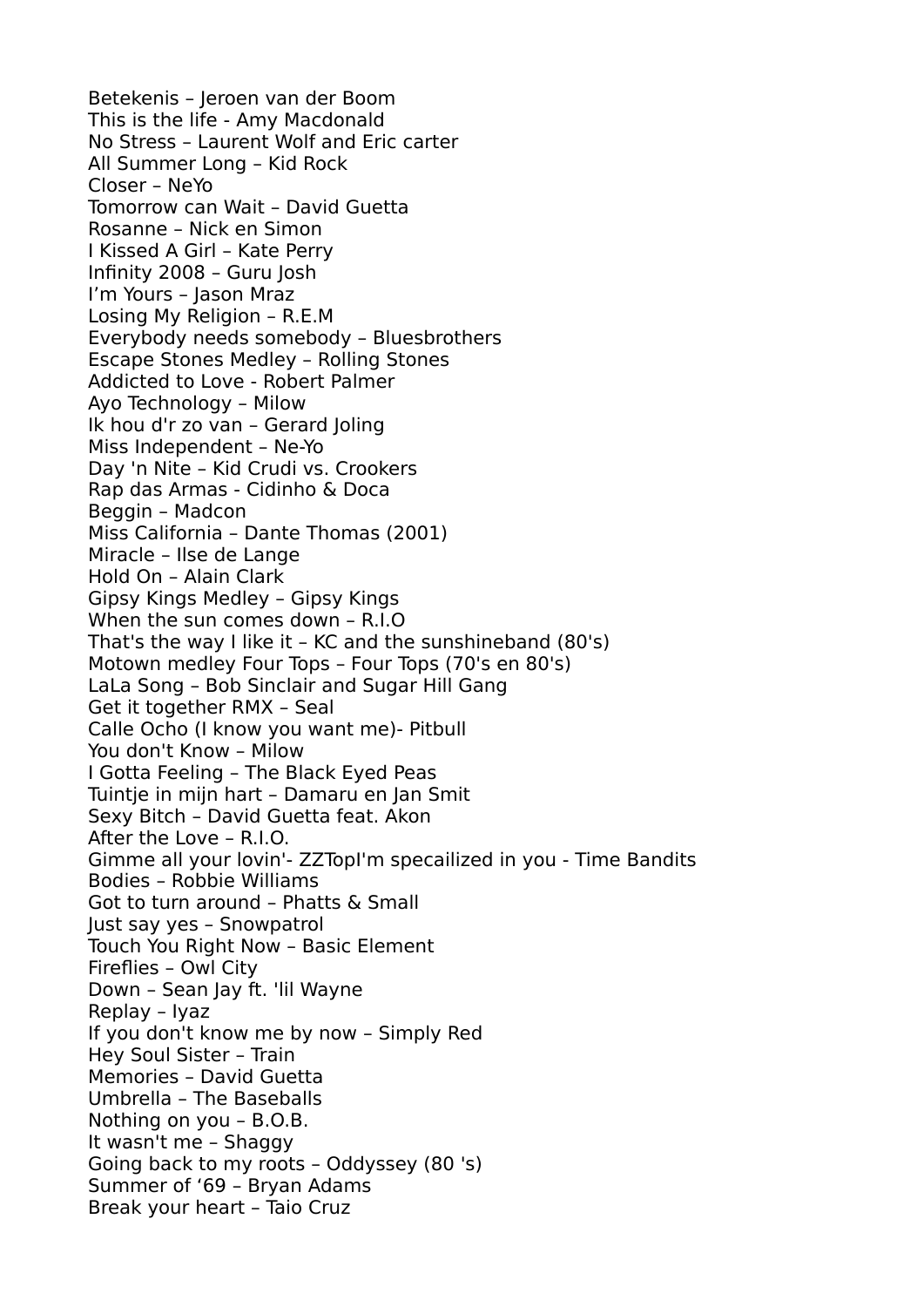Betekenis – Jeroen van der Boom
This is the life - Amy Macdonald
No Stress – Laurent Wolf and Eric carter
All Summer Long – Kid Rock
Closer – NeYo
Tomorrow can Wait – David Guetta
Rosanne – Nick en Simon
I Kissed A Girl – Kate Perry
Infinity 2008 – Guru Josh
I’m Yours – Jason Mraz
Losing My Religion – R.E.M
Everybody needs somebody – Bluesbrothers
Escape Stones Medley – Rolling Stones
Addicted to Love - Robert Palmer
Ayo Technology – Milow
Ik hou d'r zo van – Gerard Joling
Miss Independent – Ne-Yo
Day 'n Nite – Kid Crudi vs. Crookers
Rap das Armas - Cidinho & Doca
Beggin – Madcon
Miss California – Dante Thomas (2001)
Miracle – Ilse de Lange
Hold On – Alain Clark
Gipsy Kings Medley – Gipsy Kings
When the sun comes down – R.I.O
That's the way I like it – KC and the sunshineband (80's)
Motown medley Four Tops – Four Tops (70's en 80's)
LaLa Song – Bob Sinclair and Sugar Hill Gang
Get it together RMX – Seal
Calle Ocho (I know you want me)- Pitbull
You don't Know – Milow
I Gotta Feeling – The Black Eyed Peas
Tuintje in mijn hart – Damaru en Jan Smit
Sexy Bitch – David Guetta feat. Akon
After the Love – R.I.O.
Gimme all your lovin'- ZZTopI'm specailized in you - Time Bandits
Bodies – Robbie Williams
Got to turn around – Phatts & Small
Just say yes – Snowpatrol
Touch You Right Now – Basic Element
Fireflies – Owl City
Down – Sean Jay ft. 'lil Wayne
Replay – Iyaz
If you don't know me by now – Simply Red
Hey Soul Sister – Train
Memories – David Guetta
Umbrella – The Baseballs
Nothing on you – B.O.B.
It wasn't me – Shaggy
Going back to my roots – Oddyssey (80 's)
Summer of ‘69 – Bryan Adams
Break your heart – Taio Cruz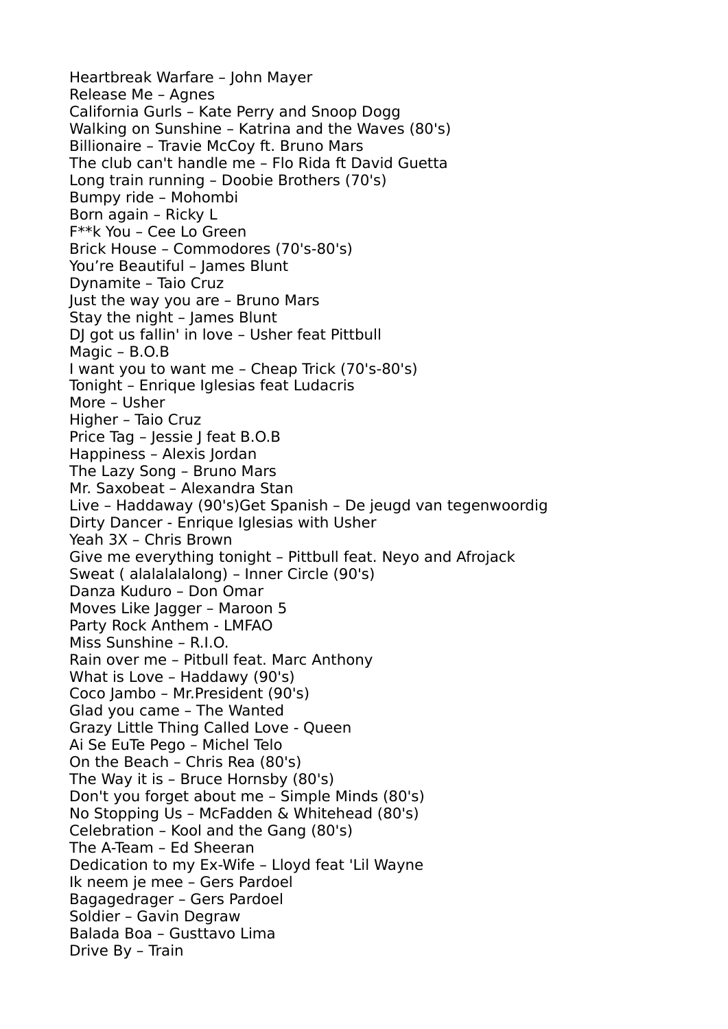Heartbreak Warfare – John Mayer
Release Me – Agnes
California Gurls – Kate Perry and Snoop Dogg
Walking on Sunshine – Katrina and the Waves (80's)
Billionaire – Travie McCoy ft. Bruno Mars
The club can't handle me – Flo Rida ft David Guetta
Long train running – Doobie Brothers (70's)
Bumpy ride – Mohombi
Born again – Ricky L
F**k You – Cee Lo Green
Brick House – Commodores (70's-80's)
You’re Beautiful – James Blunt
Dynamite – Taio Cruz
Just the way you are – Bruno Mars
Stay the night – James Blunt
DJ got us fallin' in love – Usher feat Pittbull
Magic – B.O.B
I want you to want me – Cheap Trick (70's-80's)
Tonight – Enrique Iglesias feat Ludacris
More – Usher
Higher – Taio Cruz
Price Tag – Jessie J feat B.O.B
Happiness – Alexis Jordan
The Lazy Song – Bruno Mars
Mr. Saxobeat – Alexandra Stan
Live – Haddaway (90's)Get Spanish – De jeugd van tegenwoordig
Dirty Dancer - Enrique Iglesias with Usher
Yeah 3X – Chris Brown
Give me everything tonight – Pittbull feat. Neyo and Afrojack
Sweat ( alalalalalong) – Inner Circle (90's)
Danza Kuduro – Don Omar
Moves Like Jagger – Maroon 5
Party Rock Anthem - LMFAO
Miss Sunshine – R.I.O.
Rain over me – Pitbull feat. Marc Anthony
What is Love – Haddawy (90's)
Coco Jambo – Mr.President (90's)
Glad you came – The Wanted
Grazy Little Thing Called Love - Queen
Ai Se EuTe Pego – Michel Telo
On the Beach – Chris Rea (80's)
The Way it is – Bruce Hornsby (80's)
Don't you forget about me – Simple Minds (80's)
No Stopping Us – McFadden & Whitehead (80's)
Celebration – Kool and the Gang (80's)
The A-Team – Ed Sheeran
Dedication to my Ex-Wife – Lloyd feat 'Lil Wayne
Ik neem je mee – Gers Pardoel
Bagagedrager – Gers Pardoel
Soldier – Gavin Degraw
Balada Boa – Gusttavo Lima
Drive By – Train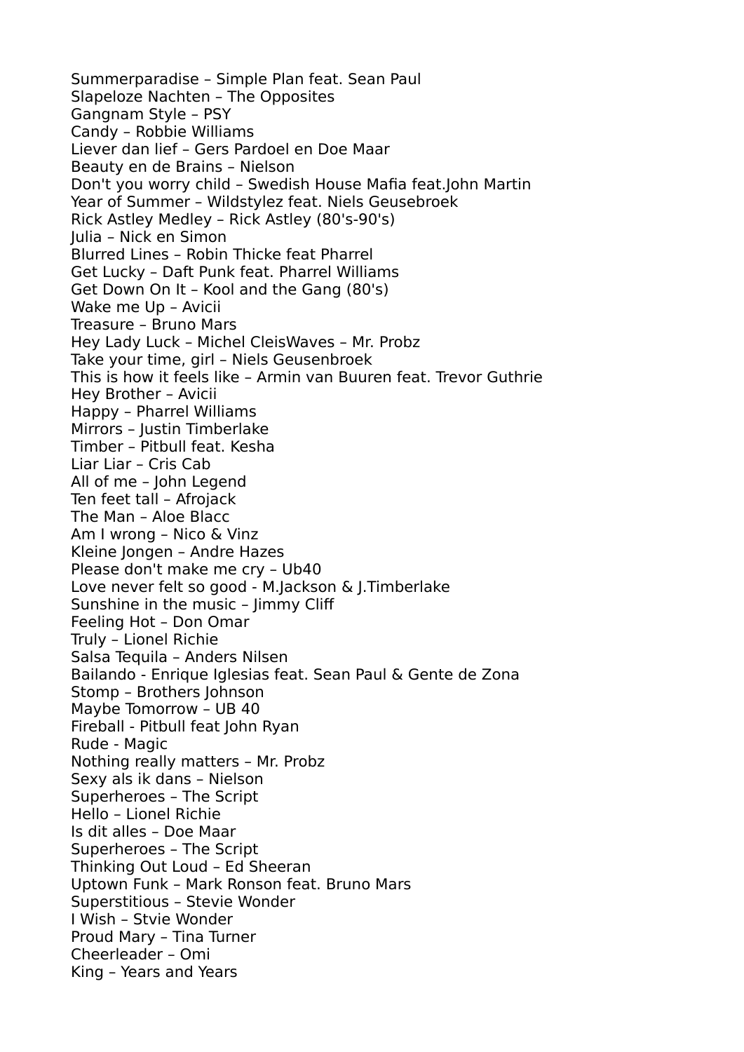Summerparadise – Simple Plan feat. Sean Paul
Slapeloze Nachten – The Opposites
Gangnam Style – PSY
Candy – Robbie Williams
Liever dan lief – Gers Pardoel en Doe Maar
Beauty en de Brains – Nielson
Don't you worry child – Swedish House Mafia feat.John Martin
Year of Summer – Wildstylez feat. Niels Geusebroek
Rick Astley Medley – Rick Astley (80's-90's)
Julia – Nick en Simon
Blurred Lines – Robin Thicke feat Pharrel
Get Lucky – Daft Punk feat. Pharrel Williams
Get Down On It – Kool and the Gang (80's)
Wake me Up – Avicii
Treasure – Bruno Mars
Hey Lady Luck – Michel CleisWaves – Mr. Probz
Take your time, girl – Niels Geusenbroek
This is how it feels like – Armin van Buuren feat. Trevor Guthrie
Hey Brother – Avicii
Happy – Pharrel Williams
Mirrors – Justin Timberlake
Timber – Pitbull feat. Kesha
Liar Liar – Cris Cab
All of me – John Legend
Ten feet tall – Afrojack
The Man – Aloe Blacc
Am I wrong – Nico & Vinz
Kleine Jongen – Andre Hazes
Please don't make me cry – Ub40
Love never felt so good - M.Jackson & J.Timberlake
Sunshine in the music – Jimmy Cliff
Feeling Hot – Don Omar
Truly – Lionel Richie
Salsa Tequila – Anders Nilsen
Bailando - Enrique Iglesias feat. Sean Paul & Gente de Zona
Stomp – Brothers Johnson
Maybe Tomorrow – UB 40
Fireball - Pitbull feat John Ryan
Rude - Magic
Nothing really matters – Mr. Probz
Sexy als ik dans – Nielson
Superheroes – The Script
Hello – Lionel Richie
Is dit alles – Doe Maar
Superheroes – The Script
Thinking Out Loud – Ed Sheeran
Uptown Funk – Mark Ronson feat. Bruno Mars
Superstitious – Stevie Wonder
I Wish – Stvie Wonder
Proud Mary – Tina Turner
Cheerleader – Omi
King – Years and Years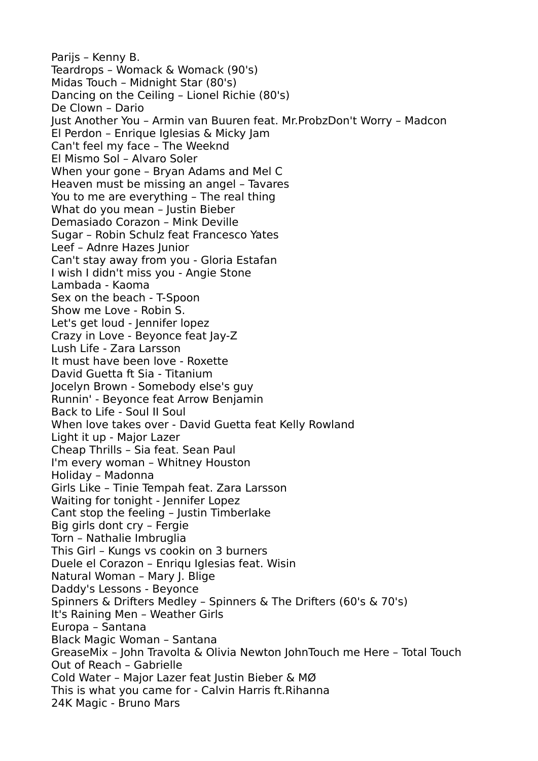Parijs – Kenny B.
Teardrops – Womack & Womack (90's)
Midas Touch – Midnight Star (80's)
Dancing on the Ceiling – Lionel Richie (80's)
De Clown – Dario
Just Another You – Armin van Buuren feat. Mr.ProbzDon't Worry – Madcon
El Perdon – Enrique Iglesias & Micky Jam
Can't feel my face – The Weeknd
El Mismo Sol – Alvaro Soler
When your gone – Bryan Adams and Mel C
Heaven must be missing an angel – Tavares
You to me are everything – The real thing
What do you mean – Justin Bieber
Demasiado Corazon – Mink Deville
Sugar – Robin Schulz feat Francesco Yates
Leef – Adnre Hazes Junior
Can't stay away from you - Gloria Estafan
I wish I didn't miss you - Angie Stone
Lambada - Kaoma
Sex on the beach - T-Spoon
Show me Love - Robin S.
Let's get loud - Jennifer lopez
Crazy in Love - Beyonce feat Jay-Z
Lush Life - Zara Larsson
It must have been love - Roxette
David Guetta ft Sia - Titanium
Jocelyn Brown - Somebody else's guy
Runnin' - Beyonce feat Arrow Benjamin
Back to Life - Soul II Soul
When love takes over - David Guetta feat Kelly Rowland
Light it up - Major Lazer
Cheap Thrills – Sia feat. Sean Paul
I'm every woman – Whitney Houston
Holiday – Madonna
Girls Like – Tinie Tempah feat. Zara Larsson
Waiting for tonight - Jennifer Lopez
Cant stop the feeling – Justin Timberlake
Big girls dont cry – Fergie
Torn – Nathalie Imbruglia
This Girl – Kungs vs cookin on 3 burners
Duele el Corazon – Enriqu Iglesias feat. Wisin
Natural Woman – Mary J. Blige
Daddy's Lessons - Beyonce
Spinners & Drifters Medley – Spinners & The Drifters (60's & 70's)
It's Raining Men – Weather Girls
Europa – Santana
Black Magic Woman – Santana
GreaseMix – John Travolta & Olivia Newton JohnTouch me Here – Total Touch
Out of Reach – Gabrielle
Cold Water – Major Lazer feat Justin Bieber & MØ
This is what you came for - Calvin Harris ft.Rihanna
24K Magic - Bruno Mars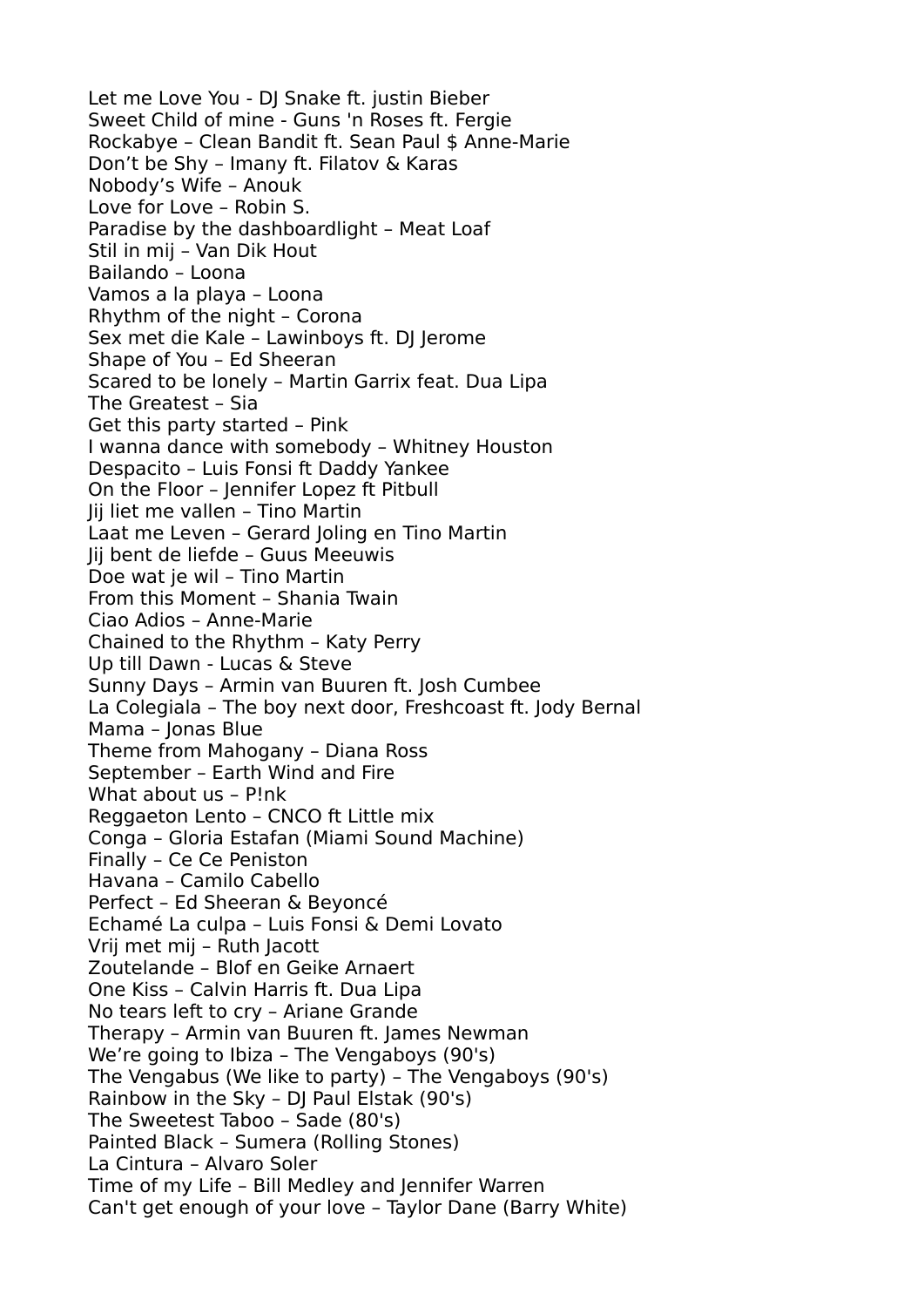Let me Love You - DJ Snake ft. justin Bieber
Sweet Child of mine - Guns 'n Roses ft. Fergie
Rockabye – Clean Bandit ft. Sean Paul $ Anne-Marie
Don’t be Shy – Imany ft. Filatov & Karas
Nobody’s Wife – Anouk
Love for Love – Robin S.
Paradise by the dashboardlight – Meat Loaf
Stil in mij – Van Dik Hout
Bailando – Loona
Vamos a la playa – Loona
Rhythm of the night – Corona
Sex met die Kale – Lawinboys ft. DJ Jerome
Shape of You – Ed Sheeran
Scared to be lonely – Martin Garrix feat. Dua Lipa
The Greatest – Sia
Get this party started – Pink
I wanna dance with somebody – Whitney Houston
Despacito – Luis Fonsi ft Daddy Yankee
On the Floor – Jennifer Lopez ft Pitbull
Jij liet me vallen – Tino Martin
Laat me Leven – Gerard Joling en Tino Martin
Jij bent de liefde – Guus Meeuwis
Doe wat je wil – Tino Martin
From this Moment – Shania Twain
Ciao Adios – Anne-Marie
Chained to the Rhythm – Katy Perry
Up till Dawn - Lucas & Steve
Sunny Days – Armin van Buuren ft. Josh Cumbee
La Colegiala – The boy next door, Freshcoast ft. Jody Bernal
Mama – Jonas Blue
Theme from Mahogany – Diana Ross
September – Earth Wind and Fire
What about us – P!nk
Reggaeton Lento – CNCO ft Little mix
Conga – Gloria Estafan (Miami Sound Machine)
Finally – Ce Ce Peniston
Havana – Camilo Cabello
Perfect – Ed Sheeran & Beyoncé
Echamé La culpa – Luis Fonsi & Demi Lovato
Vrij met mij – Ruth Jacott
Zoutelande – Blof en Geike Arnaert
One Kiss – Calvin Harris ft. Dua Lipa
No tears left to cry – Ariane Grande
Therapy – Armin van Buuren ft. James Newman
We’re going to Ibiza – The Vengaboys (90's)
The Vengabus (We like to party) – The Vengaboys (90's)
Rainbow in the Sky – DJ Paul Elstak (90's)
The Sweetest Taboo – Sade (80's)
Painted Black – Sumera (Rolling Stones)
La Cintura – Alvaro Soler
Time of my Life – Bill Medley and Jennifer Warren
Can't get enough of your love – Taylor Dane (Barry White)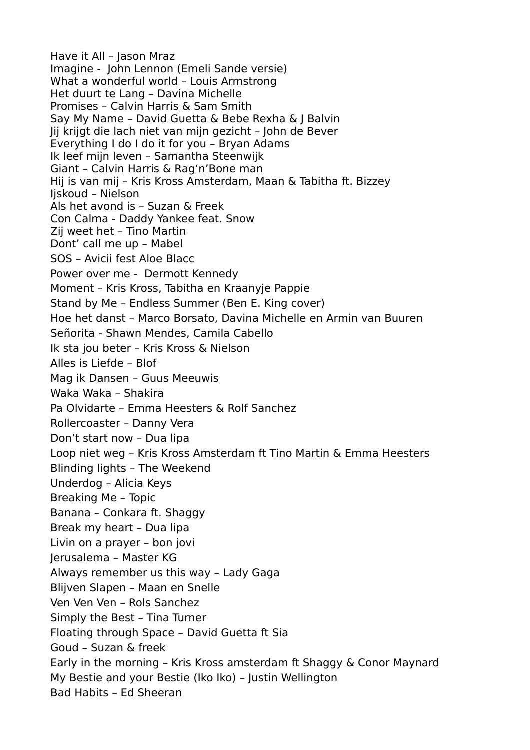Have it All – Jason Mraz
Imagine - John Lennon (Emeli Sande versie)
What a wonderful world – Louis Armstrong
Het duurt te Lang – Davina Michelle
Promises – Calvin Harris & Sam Smith
Say My Name – David Guetta & Bebe Rexha & J Balvin
Jij krijgt die lach niet van mijn gezicht – John de Bever
Everything I do I do it for you – Bryan Adams
Ik leef mijn leven – Samantha Steenwijk
Giant – Calvin Harris & Rag'n'Bone man
Hij is van mij – Kris Kross Amsterdam, Maan & Tabitha ft. Bizzey
Ijskoud – Nielson
Als het avond is – Suzan & Freek
Con Calma - Daddy Yankee feat. Snow
Zij weet het – Tino Martin
Dont' call me up – Mabel
SOS – Avicii fest Aloe Blacc
Power over me - Dermott Kennedy
Moment – Kris Kross, Tabitha en Kraanyje Pappie
Stand by Me – Endless Summer (Ben E. King cover)
Hoe het danst – Marco Borsato, Davina Michelle en Armin van Buuren
Señorita - Shawn Mendes, Camila Cabello
Ik sta jou beter – Kris Kross & Nielson
Alles is Liefde – Blof
Mag ik Dansen – Guus Meeuwis
Waka Waka – Shakira
Pa Olvidarte – Emma Heesters & Rolf Sanchez
Rollercoaster – Danny Vera
Don't start now – Dua lipa
Loop niet weg – Kris Kross Amsterdam ft Tino Martin & Emma Heesters
Blinding lights – The Weekend
Underdog – Alicia Keys
Breaking Me – Topic
Banana – Conkara ft. Shaggy
Break my heart – Dua lipa
Livin on a prayer – bon jovi
Jerusalema – Master KG
Always remember us this way – Lady Gaga
Blijven Slapen – Maan en Snelle
Ven Ven Ven – Rols Sanchez
Simply the Best – Tina Turner
Floating through Space – David Guetta ft Sia
Goud – Suzan & freek
Early in the morning – Kris Kross amsterdam ft Shaggy & Conor Maynard
My Bestie and your Bestie (Iko Iko) – Justin Wellington
Bad Habits – Ed Sheeran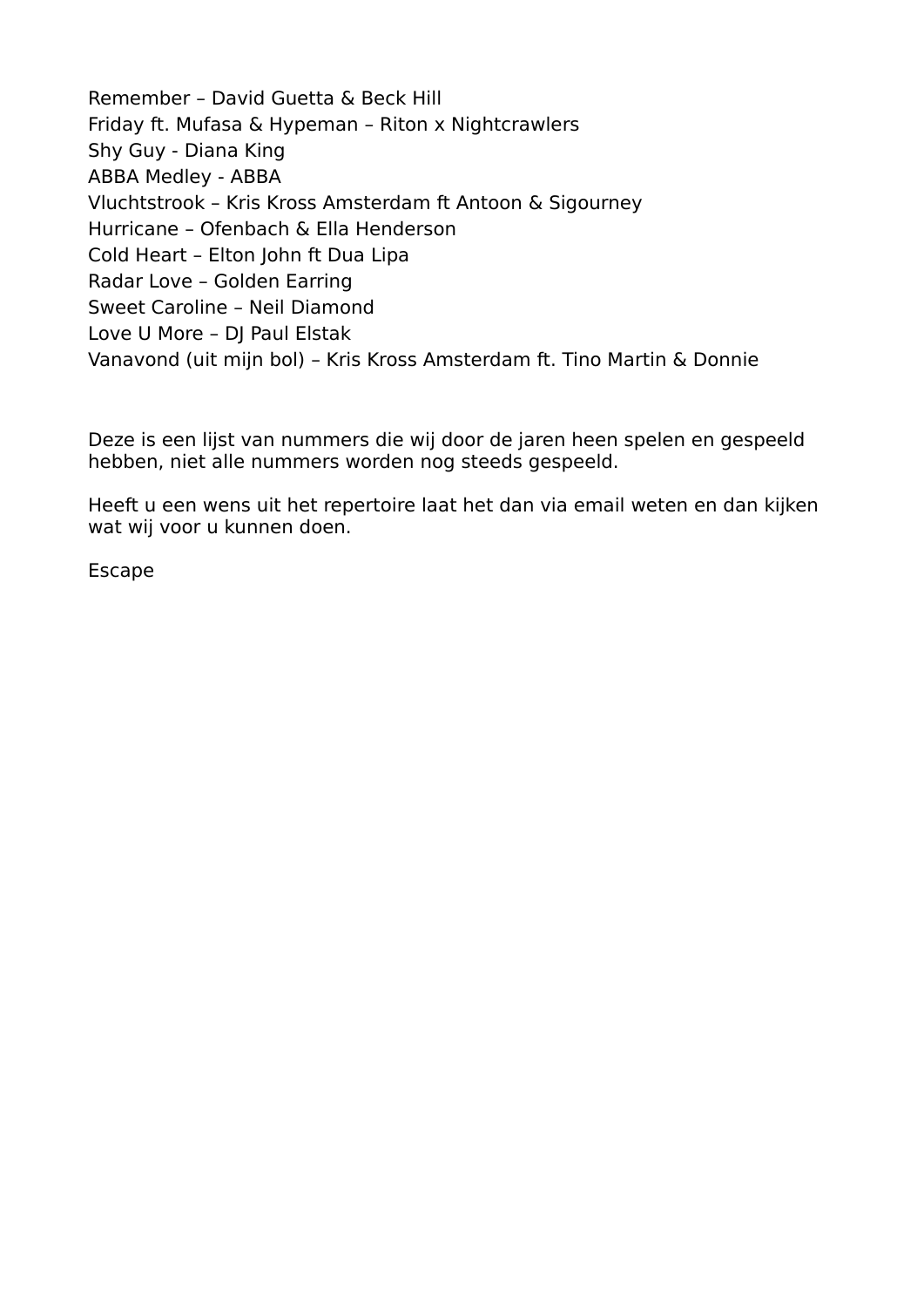Remember – David Guetta & Beck Hill
Friday ft. Mufasa & Hypeman – Riton x Nightcrawlers
Shy Guy - Diana King
ABBA Medley - ABBA
Vluchtstrook – Kris Kross Amsterdam ft Antoon & Sigourney
Hurricane – Ofenbach & Ella Henderson
Cold Heart – Elton John ft Dua Lipa
Radar Love – Golden Earring
Sweet Caroline – Neil Diamond
Love U More – DJ Paul Elstak
Vanavond (uit mijn bol) – Kris Kross Amsterdam ft. Tino Martin & Donnie

Deze is een lijst van nummers die wij door de jaren heen spelen en gespeeld hebben, niet alle nummers worden nog steeds gespeeld.

Heeft u een wens uit het repertoire laat het dan via email weten en dan kijken wat wij voor u kunnen doen.

Escape